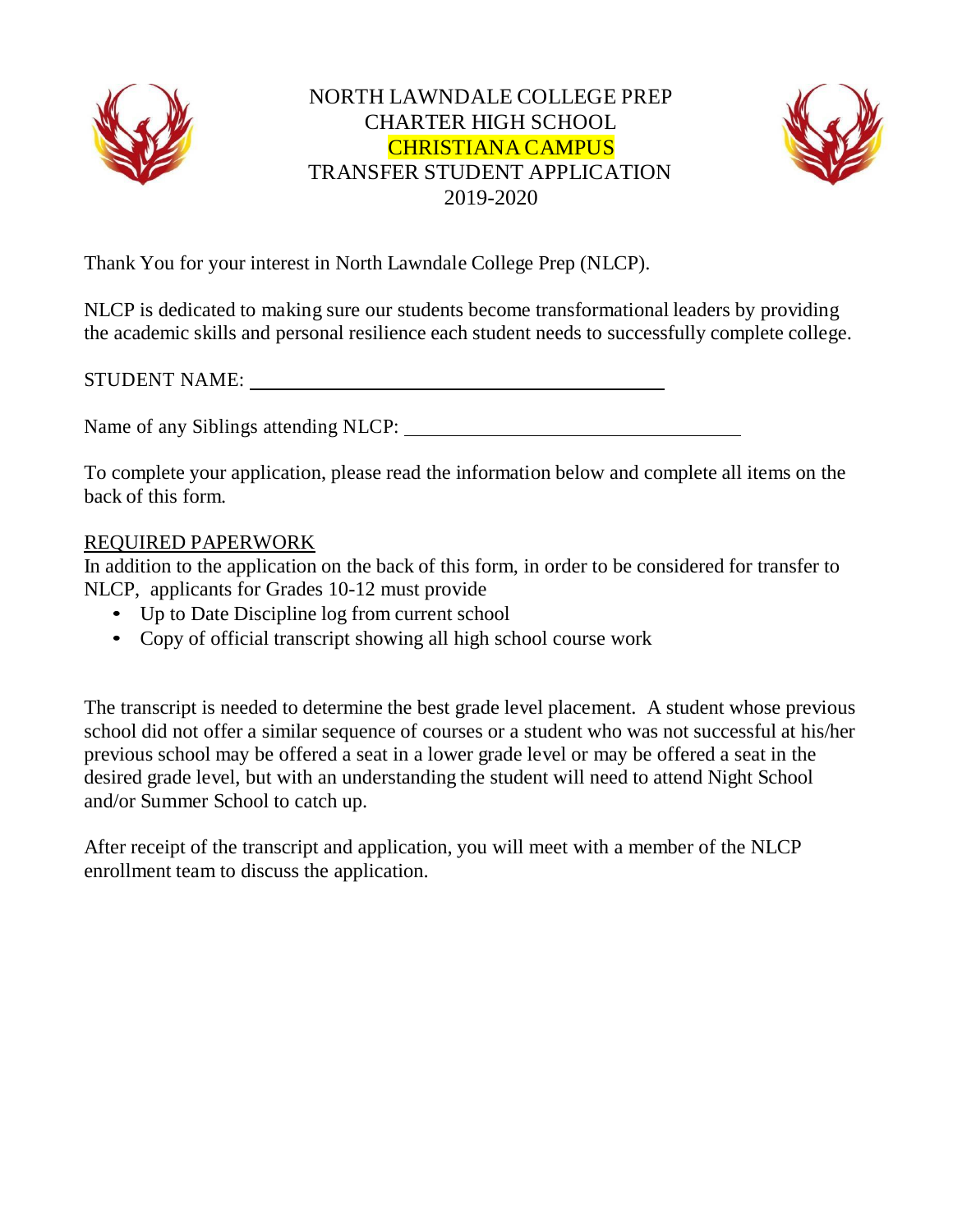# NORTH LAWNDALE COLLEGE PREP CHARTER HIGH SCHOOL CHRISTIANA CAMPUS TRANSFER STUDENT APPLICATION 2019-2020

Thank You for your interest in North Lawndale College Prep (NLCP).

NLCP is dedicated to making sure our students become transformational leaders by providing the academic skills and personal resilience each student needs to successfully complete college.

STUDENT NAME: ______________________________________

Name of any Siblings attending NLCP: ____________________________

To complete your application, please read the information below and complete all items on the back of this form.

## REQUIRED PAPERWORK

In addition to the application on the back of this form, in order to be considered for transfer to NLCP, applicants for Grades 10-12 must provide

- Up to Date Discipline log from current school
- Copy of official transcript showing all high school course work

The transcript is needed to determine the best grade level placement. A student whose previous school did not offer a similar sequence of courses or a student who was not successful at his/her previous school may be offered a seat in a lower grade level or may be offered a seat in the desired grade level, but with an understanding the student will need to attend Night School and/or Summer School to catch up.

After receipt of the transcript and application, you will meet with a member of the NLCP enrollment team to discuss the application.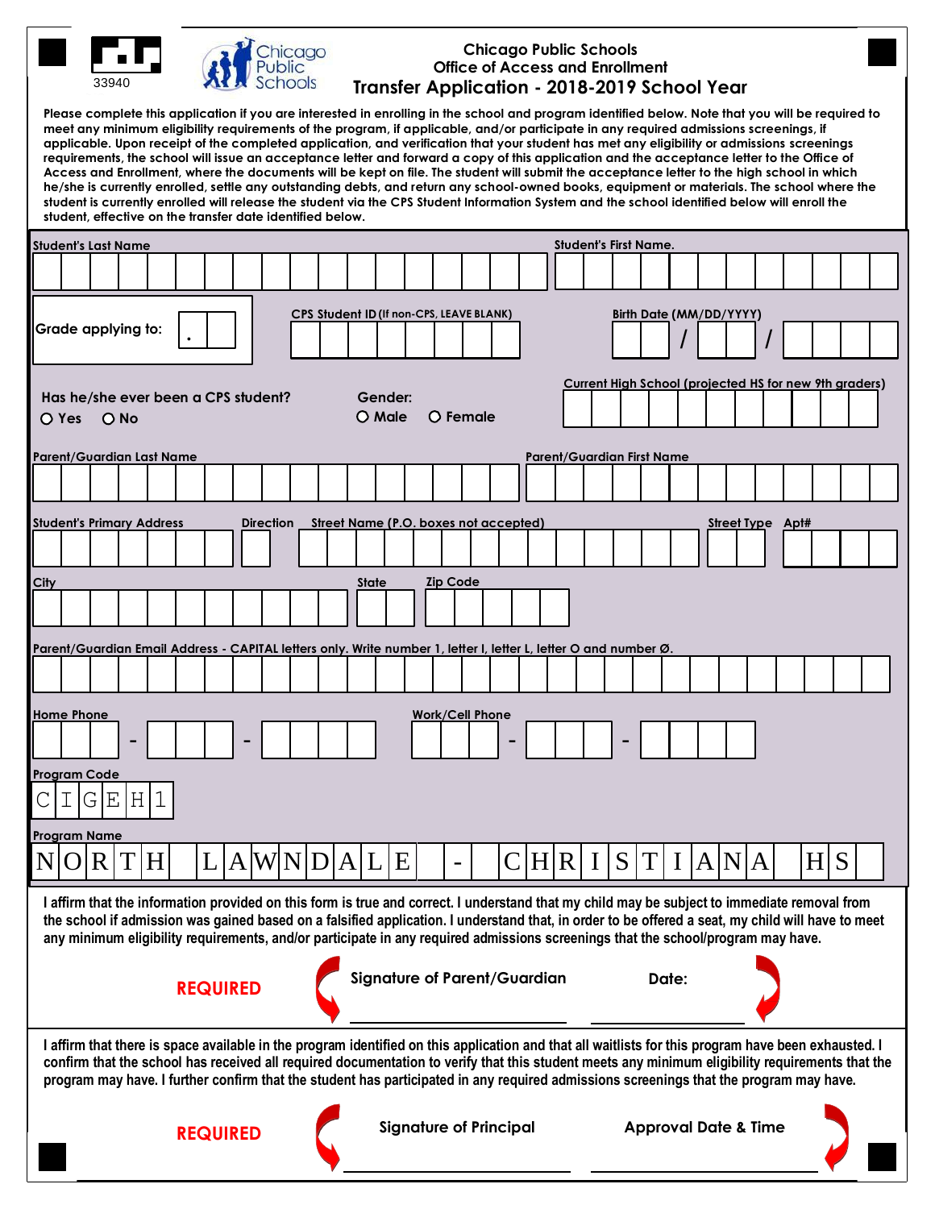33940

Chicago Public Schools

**Chicago Public Schools**
**Office of Access and Enrollment**
## Transfer Application - 2018-2019 School Year

**Please complete this application if you are interested in enrolling in the school and program identified below. Note that you will be required to meet any minimum eligibility requirements of the program, if applicable, and/or participate in any required admissions screenings, if applicable. Upon receipt of the completed application, and verification that your student has met any eligibility or admissions screenings requirements, the school will issue an acceptance letter and forward a copy of this application and the acceptance letter to the Office of Access and Enrollment, where the documents will be kept on file. The student will submit the acceptance letter to the high school in which he/she is currently enrolled, settle any outstanding debts, and return any school-owned books, equipment or materials. The school where the student is currently enrolled will release the student via the CPS Student Information System and the school identified below will enroll the student, effective on the transfer date identified below.**

**Student's Last Name**

**Student's First Name.**

**Grade applying to:**

**CPS Student ID (If non-CPS, LEAVE BLANK)**

**Birth Date (MM/DD/YYYY)** / /

**Has he/she ever been a CPS student?**
○ Yes ○ No

**Gender:**
○ Male ○ Female

**Current High School (projected HS for new 9th graders)**

**Parent/Guardian Last Name**

**Parent/Guardian First Name**

**Student's Primary Address** **Direction** **Street Name (P.O. boxes not accepted)** **Street Type** **Apt#**

**City** **State** **Zip Code**

**Parent/Guardian Email Address - CAPITAL letters only. Write number 1, letter I, letter L, letter O and number Ø.**

**Home Phone** - -

**Work/Cell Phone** - -

**Program Code**
CIGEH1

**Program Name**
NORTH LAWNDALE - CHRISTIANA HS

I affirm that the information provided on this form is true and correct. I understand that my child may be subject to immediate removal from the school if admission was gained based on a falsified application. I understand that, in order to be offered a seat, my child will have to meet any minimum eligibility requirements, and/or participate in any required admissions screenings that the school/program may have.

**REQUIRED** **Signature of Parent/Guardian** **Date:**

I affirm that there is space available in the program identified on this application and that all waitlists for this program have been exhausted. I confirm that the school has received all required documentation to verify that this student meets any minimum eligibility requirements that the program may have. I further confirm that the student has participated in any required admissions screenings that the program may have.

**REQUIRED** **Signature of Principal** **Approval Date & Time**